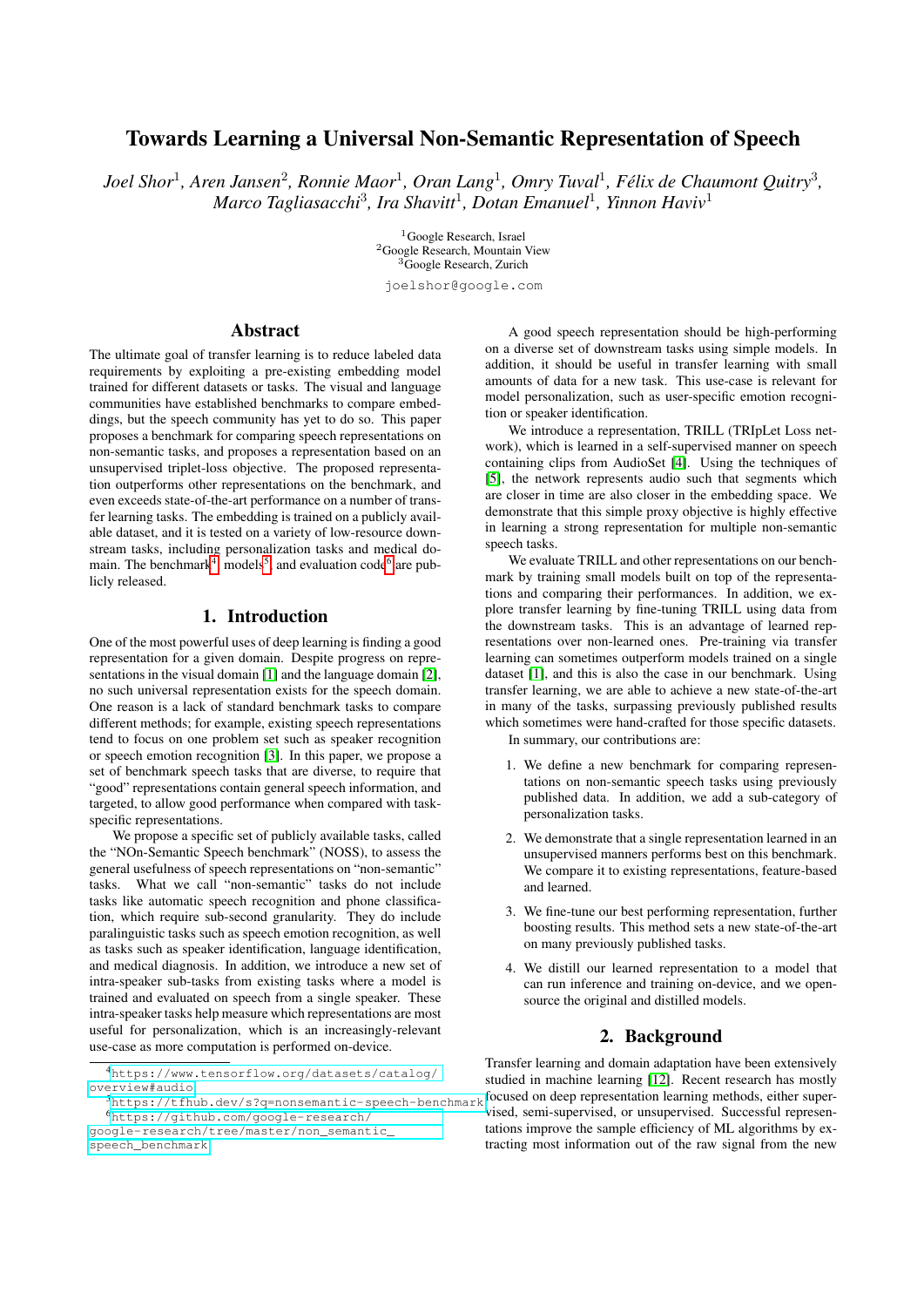# Towards Learning a Universal Non-Semantic Representation of Speech

*Joel Shor*[1], *Aren Jansen*[2], *Ronnie Maor*[1], *Oran Lang*[1], *Omry Tuval*[1], *Félix de Chaumont Quitry*[3], *Marco Tagliasacchi*[3], *Ira Shavitt*[1], *Dotan Emanuel*[1], *Yinnon Haviv*[1]

[1]Google Research, Israel
[2]Google Research, Mountain View
[3]Google Research, Zurich

joelshor@google.com

## Abstract

The ultimate goal of transfer learning is to reduce labeled data requirements by exploiting a pre-existing embedding model trained for different datasets or tasks. The visual and language communities have established benchmarks to compare embeddings, but the speech community has yet to do so. This paper proposes a benchmark for comparing speech representations on non-semantic tasks, and proposes a representation based on an unsupervised triplet-loss objective. The proposed representation outperforms other representations on the benchmark, and even exceeds state-of-the-art performance on a number of transfer learning tasks. The embedding is trained on a publicly available dataset, and it is tested on a variety of low-resource downstream tasks, including personalization tasks and medical domain. The benchmark[4], models[5], and evaluation code[6] are publicly released.

## 1. Introduction

One of the most powerful uses of deep learning is finding a good representation for a given domain. Despite progress on representations in the visual domain [1] and the language domain [2], no such universal representation exists for the speech domain. One reason is a lack of standard benchmark tasks to compare different methods; for example, existing speech representations tend to focus on one problem set such as speaker recognition or speech emotion recognition [3]. In this paper, we propose a set of benchmark speech tasks that are diverse, to require that "good" representations contain general speech information, and targeted, to allow good performance when compared with task-specific representations.

We propose a specific set of publicly available tasks, called the "NOn-Semantic Speech benchmark" (NOSS), to assess the general usefulness of speech representations on "non-semantic" tasks. What we call "non-semantic" tasks do not include tasks like automatic speech recognition and phone classification, which require sub-second granularity. They do include paralinguistic tasks such as speech emotion recognition, as well as tasks such as speaker identification, language identification, and medical diagnosis. In addition, we introduce a new set of intra-speaker sub-tasks from existing tasks where a model is trained and evaluated on speech from a single speaker. These intra-speaker tasks help measure which representations are most useful for personalization, which is an increasingly-relevant use-case as more computation is performed on-device.

A good speech representation should be high-performing on a diverse set of downstream tasks using simple models. In addition, it should be useful in transfer learning with small amounts of data for a new task. This use-case is relevant for model personalization, such as user-specific emotion recognition or speaker identification.

We introduce a representation, TRILL (TRIpLet Loss network), which is learned in a self-supervised manner on speech containing clips from AudioSet [4]. Using the techniques of [5], the network represents audio such that segments which are closer in time are also closer in the embedding space. We demonstrate that this simple proxy objective is highly effective in learning a strong representation for multiple non-semantic speech tasks.

We evaluate TRILL and other representations on our benchmark by training small models built on top of the representations and comparing their performances. In addition, we explore transfer learning by fine-tuning TRILL using data from the downstream tasks. This is an advantage of learned representations over non-learned ones. Pre-training via transfer learning can sometimes outperform models trained on a single dataset [1], and this is also the case in our benchmark. Using transfer learning, we are able to achieve a new state-of-the-art in many of the tasks, surpassing previously published results which sometimes were hand-crafted for those specific datasets.

In summary, our contributions are:

1. We define a new benchmark for comparing representations on non-semantic speech tasks using previously published data. In addition, we add a sub-category of personalization tasks.
2. We demonstrate that a single representation learned in an unsupervised manners performs best on this benchmark. We compare it to existing representations, feature-based and learned.
3. We fine-tune our best performing representation, further boosting results. This method sets a new state-of-the-art on many previously published tasks.
4. We distill our learned representation to a model that can run inference and training on-device, and we open-source the original and distilled models.

## 2. Background

Transfer learning and domain adaptation have been extensively studied in machine learning [12]. Recent research has mostly focused on deep representation learning methods, either supervised, semi-supervised, or unsupervised. Successful representations improve the sample efficiency of ML algorithms by extracting most information out of the raw signal from the new

[4]https://www.tensorflow.org/datasets/catalog/overview#audio
[5]https://tfhub.dev/s?q=nonsemantic-speech-benchmark
[6]https://github.com/google-research/google-research/tree/master/non_semantic_speech_benchmark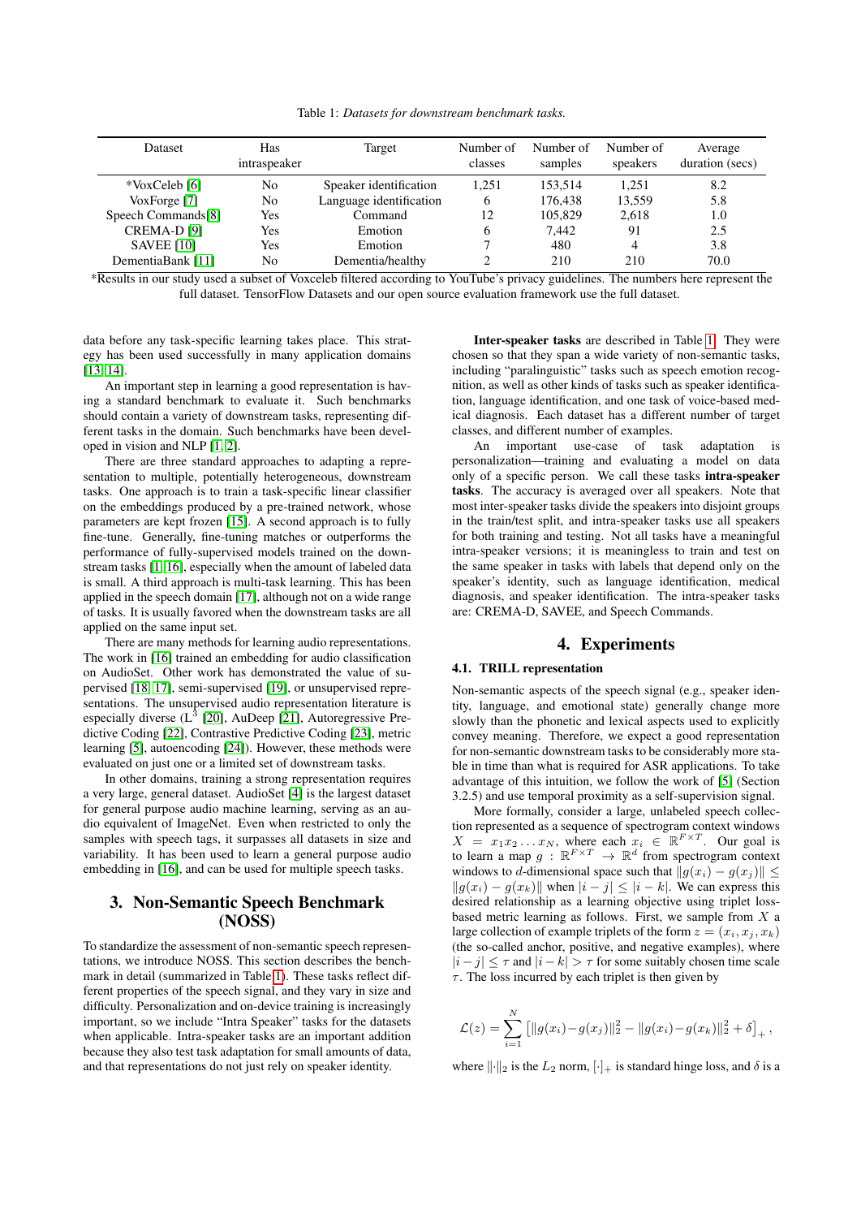Table 1: *Datasets for downstream benchmark tasks.*

| Dataset | Has intraspeaker | Target | Number of classes | Number of samples | Number of speakers | Average duration (secs) |
|---|---|---|---|---|---|---|
| *VoxCeleb [6] | No | Speaker identification | 1,251 | 153,514 | 1,251 | 8.2 |
| VoxForge [7] | No | Language identification | 6 | 176,438 | 13,559 | 5.8 |
| Speech Commands[8] | Yes | Command | 12 | 105,829 | 2,618 | 1.0 |
| CREMA-D [9] | Yes | Emotion | 6 | 7,442 | 91 | 2.5 |
| SAVEE [10] | Yes | Emotion | 7 | 480 | 4 | 3.8 |
| DementiaBank [11] | No | Dementia/healthy | 2 | 210 | 210 | 70.0 |

*Results in our study used a subset of Voxceleb filtered according to YouTube's privacy guidelines. The numbers here represent the full dataset. TensorFlow Datasets and our open source evaluation framework use the full dataset.

data before any task-specific learning takes place. This strategy has been used successfully in many application domains [13, 14].

An important step in learning a good representation is having a standard benchmark to evaluate it. Such benchmarks should contain a variety of downstream tasks, representing different tasks in the domain. Such benchmarks have been developed in vision and NLP [1, 2].

There are three standard approaches to adapting a representation to multiple, potentially heterogeneous, downstream tasks. One approach is to train a task-specific linear classifier on the embeddings produced by a pre-trained network, whose parameters are kept frozen [15]. A second approach is to fully fine-tune. Generally, fine-tuning matches or outperforms the performance of fully-supervised models trained on the downstream tasks [1, 16], especially when the amount of labeled data is small. A third approach is multi-task learning. This has been applied in the speech domain [17], although not on a wide range of tasks. It is usually favored when the downstream tasks are all applied on the same input set.

There are many methods for learning audio representations. The work in [16] trained an embedding for audio classification on AudioSet. Other work has demonstrated the value of supervised [18, 17], semi-supervised [19], or unsupervised representations. The unsupervised audio representation literature is especially diverse ($L^3$ [20], AuDeep [21], Autoregressive Predictive Coding [22], Contrastive Predictive Coding [23], metric learning [5], autoencoding [24]). However, these methods were evaluated on just one or a limited set of downstream tasks.

In other domains, training a strong representation requires a very large, general dataset. AudioSet [4] is the largest dataset for general purpose audio machine learning, serving as an audio equivalent of ImageNet. Even when restricted to only the samples with speech tags, it surpasses all datasets in size and variability. It has been used to learn a general purpose audio embedding in [16], and can be used for multiple speech tasks.

## 3. Non-Semantic Speech Benchmark (NOSS)

To standardize the assessment of non-semantic speech representations, we introduce NOSS. This section describes the benchmark in detail (summarized in Table 1). These tasks reflect different properties of the speech signal, and they vary in size and difficulty. Personalization and on-device training is increasingly important, so we include "Intra Speaker" tasks for the datasets when applicable. Intra-speaker tasks are an important addition because they also test task adaptation for small amounts of data, and that representations do not just rely on speaker identity.

**Inter-speaker tasks** are described in Table 1. They were chosen so that they span a wide variety of non-semantic tasks, including "paralinguistic" tasks such as speech emotion recognition, as well as other kinds of tasks such as speaker identification, language identification, and one task of voice-based medical diagnosis. Each dataset has a different number of target classes, and different number of examples.

An important use-case of task adaptation is personalization—training and evaluating a model on data only of a specific person. We call these tasks **intra-speaker tasks**. The accuracy is averaged over all speakers. Note that most inter-speaker tasks divide the speakers into disjoint groups in the train/test split, and intra-speaker tasks use all speakers for both training and testing. Not all tasks have a meaningful intra-speaker versions; it is meaningless to train and test on the same speaker in tasks with labels that depend only on the speaker's identity, such as language identification, medical diagnosis, and speaker identification. The intra-speaker tasks are: CREMA-D, SAVEE, and Speech Commands.

## 4. Experiments

### 4.1. TRILL representation

Non-semantic aspects of the speech signal (e.g., speaker identity, language, and emotional state) generally change more slowly than the phonetic and lexical aspects used to explicitly convey meaning. Therefore, we expect a good representation for non-semantic downstream tasks to be considerably more stable in time than what is required for ASR applications. To take advantage of this intuition, we follow the work of [5] (Section 3.2.5) and use temporal proximity as a self-supervision signal.

More formally, consider a large, unlabeled speech collection represented as a sequence of spectrogram context windows $X = x_1 x_2 \ldots x_N$, where each $x_i \in \mathbb{R}^{F \times T}$. Our goal is to learn a map $g : \mathbb{R}^{F \times T} \rightarrow \mathbb{R}^d$ from spectrogram context windows to $d$-dimensional space such that $\|g(x_i) - g(x_j)\| \leq \|g(x_i) - g(x_k)\|$ when $|i - j| \leq |i - k|$. We can express this desired relationship as a learning objective using triplet loss-based metric learning as follows. First, we sample from $X$ a large collection of example triplets of the form $z = (x_i, x_j, x_k)$ (the so-called anchor, positive, and negative examples), where $|i - j| \leq \tau$ and $|i - k| > \tau$ for some suitably chosen time scale $\tau$. The loss incurred by each triplet is then given by

$$\mathcal{L}(z) = \sum_{i=1}^{N} \left[ \|g(x_i) - g(x_j)\|_2^2 - \|g(x_i) - g(x_k)\|_2^2 + \delta \right]_+ ,$$

where $\|\cdot\|_2$ is the $L_2$ norm, $[\cdot]_+$ is standard hinge loss, and $\delta$ is a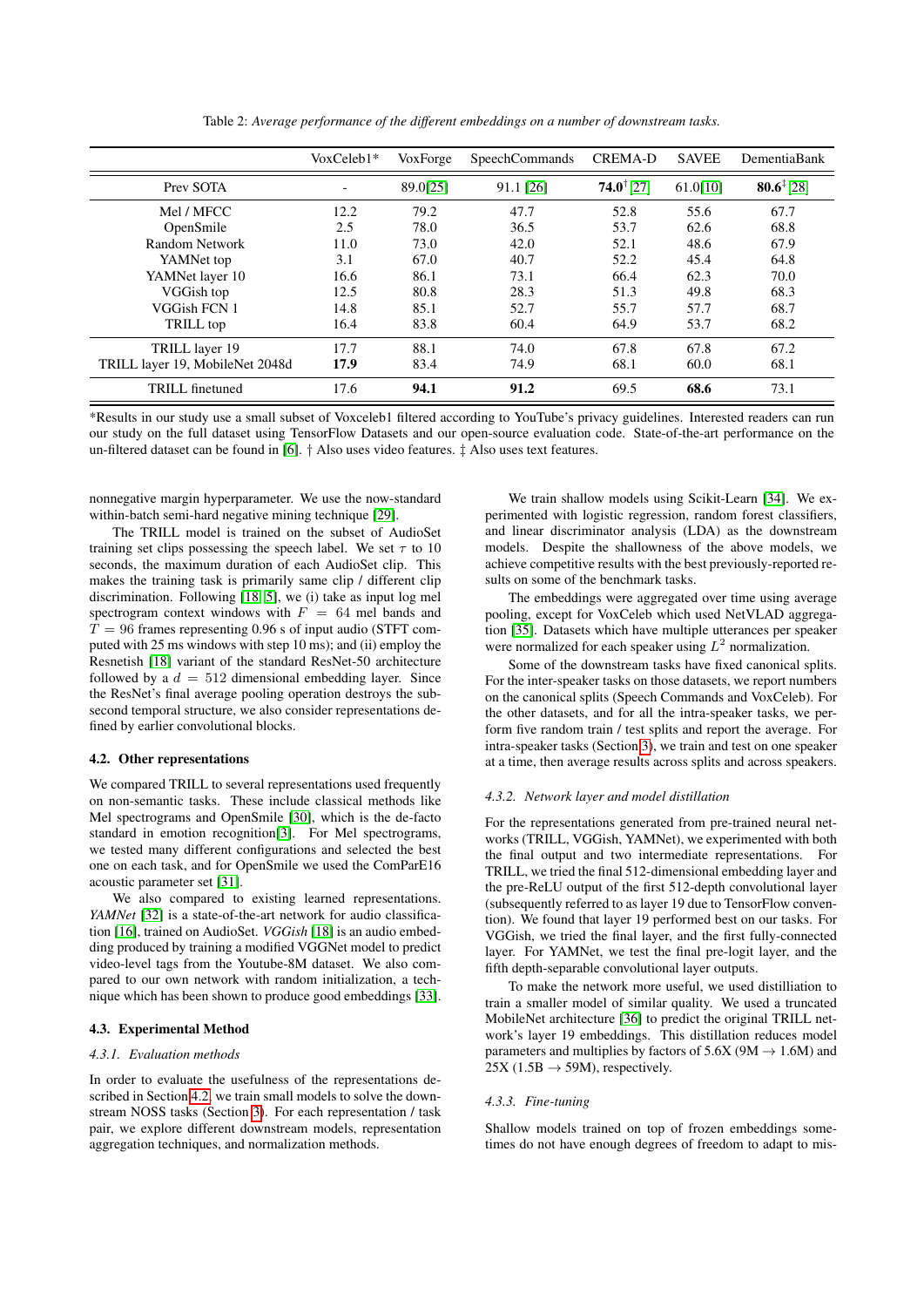Table 2: *Average performance of the different embeddings on a number of downstream tasks.*

| | VoxCeleb1* | VoxForge | SpeechCommands | CREMA-D | SAVEE | DementiaBank |
|---|---|---|---|---|---|---|
| Prev SOTA | - | 89.0[25] | 91.1 [26] | **74.0**† [27] | 61.0[10] | **80.6**‡ [28] |
| Mel / MFCC | 12.2 | 79.2 | 47.7 | 52.8 | 55.6 | 67.7 |
| OpenSmile | 2.5 | 78.0 | 36.5 | 53.7 | 62.6 | 68.8 |
| Random Network | 11.0 | 73.0 | 42.0 | 52.1 | 48.6 | 67.9 |
| YAMNet top | 3.1 | 67.0 | 40.7 | 52.2 | 45.4 | 64.8 |
| YAMNet layer 10 | 16.6 | 86.1 | 73.1 | 66.4 | 62.3 | 70.0 |
| VGGish top | 12.5 | 80.8 | 28.3 | 51.3 | 49.8 | 68.3 |
| VGGish FCN 1 | 14.8 | 85.1 | 52.7 | 55.7 | 57.7 | 68.7 |
| TRILL top | 16.4 | 83.8 | 60.4 | 64.9 | 53.7 | 68.2 |
| TRILL layer 19 | 17.7 | 88.1 | 74.0 | 67.8 | 67.8 | 67.2 |
| TRILL layer 19, MobileNet 2048d | **17.9** | 83.4 | 74.9 | 68.1 | 60.0 | 68.1 |
| TRILL finetuned | 17.6 | **94.1** | **91.2** | 69.5 | **68.6** | 73.1 |

*Results in our study use a small subset of Voxceleb1 filtered according to YouTube's privacy guidelines. Interested readers can run our study on the full dataset using TensorFlow Datasets and our open-source evaluation code. State-of-the-art performance on the un-filtered dataset can be found in [6]. † Also uses video features. ‡ Also uses text features.

nonnegative margin hyperparameter. We use the now-standard within-batch semi-hard negative mining technique [29].

The TRILL model is trained on the subset of AudioSet training set clips possessing the speech label. We set $\tau$ to 10 seconds, the maximum duration of each AudioSet clip. This makes the training task is primarily same clip / different clip discrimination. Following [18, 5], we (i) take as input log mel spectrogram context windows with $F = 64$ mel bands and $T = 96$ frames representing 0.96 s of input audio (STFT computed with 25 ms windows with step 10 ms); and (ii) employ the Resnetish [18] variant of the standard ResNet-50 architecture followed by a $d = 512$ dimensional embedding layer. Since the ResNet's final average pooling operation destroys the sub-second temporal structure, we also consider representations defined by earlier convolutional blocks.

### 4.2. Other representations

We compared TRILL to several representations used frequently on non-semantic tasks. These include classical methods like Mel spectrograms and OpenSmile [30], which is the de-facto standard in emotion recognition[3]. For Mel spectrograms, we tested many different configurations and selected the best one on each task, and for OpenSmile we used the ComParE16 acoustic parameter set [31].

We also compared to existing learned representations. *YAMNet* [32] is a state-of-the-art network for audio classification [16], trained on AudioSet. *VGGish* [18] is an audio embedding produced by training a modified VGGNet model to predict video-level tags from the Youtube-8M dataset. We also compared to our own network with random initialization, a technique which has been shown to produce good embeddings [33].

### 4.3. Experimental Method

#### *4.3.1. Evaluation methods*

In order to evaluate the usefulness of the representations described in Section 4.2, we train small models to solve the downstream NOSS tasks (Section 3). For each representation / task pair, we explore different downstream models, representation aggregation techniques, and normalization methods.

We train shallow models using Scikit-Learn [34]. We experimented with logistic regression, random forest classifiers, and linear discriminator analysis (LDA) as the downstream models. Despite the shallowness of the above models, we achieve competitive results with the best previously-reported results on some of the benchmark tasks.

The embeddings were aggregated over time using average pooling, except for VoxCeleb which used NetVLAD aggregation [35]. Datasets which have multiple utterances per speaker were normalized for each speaker using $L^2$ normalization.

Some of the downstream tasks have fixed canonical splits. For the inter-speaker tasks on those datasets, we report numbers on the canonical splits (Speech Commands and VoxCeleb). For the other datasets, and for all the intra-speaker tasks, we perform five random train / test splits and report the average. For intra-speaker tasks (Section 3), we train and test on one speaker at a time, then average results across splits and across speakers.

#### *4.3.2. Network layer and model distillation*

For the representations generated from pre-trained neural networks (TRILL, VGGish, YAMNet), we experimented with both the final output and two intermediate representations. For TRILL, we tried the final 512-dimensional embedding layer and the pre-ReLU output of the first 512-depth convolutional layer (subsequently referred to as layer 19 due to TensorFlow convention). We found that layer 19 performed best on our tasks. For VGGish, we tried the final layer, and the first fully-connected layer. For YAMNet, we test the final pre-logit layer, and the fifth depth-separable convolutional layer outputs.

To make the network more useful, we used distilliation to train a smaller model of similar quality. We used a truncated MobileNet architecture [36] to predict the original TRILL network's layer 19 embeddings. This distillation reduces model parameters and multiplies by factors of 5.6X (9M $\rightarrow$ 1.6M) and 25X (1.5B $\rightarrow$ 59M), respectively.

#### *4.3.3. Fine-tuning*

Shallow models trained on top of frozen embeddings sometimes do not have enough degrees of freedom to adapt to mis-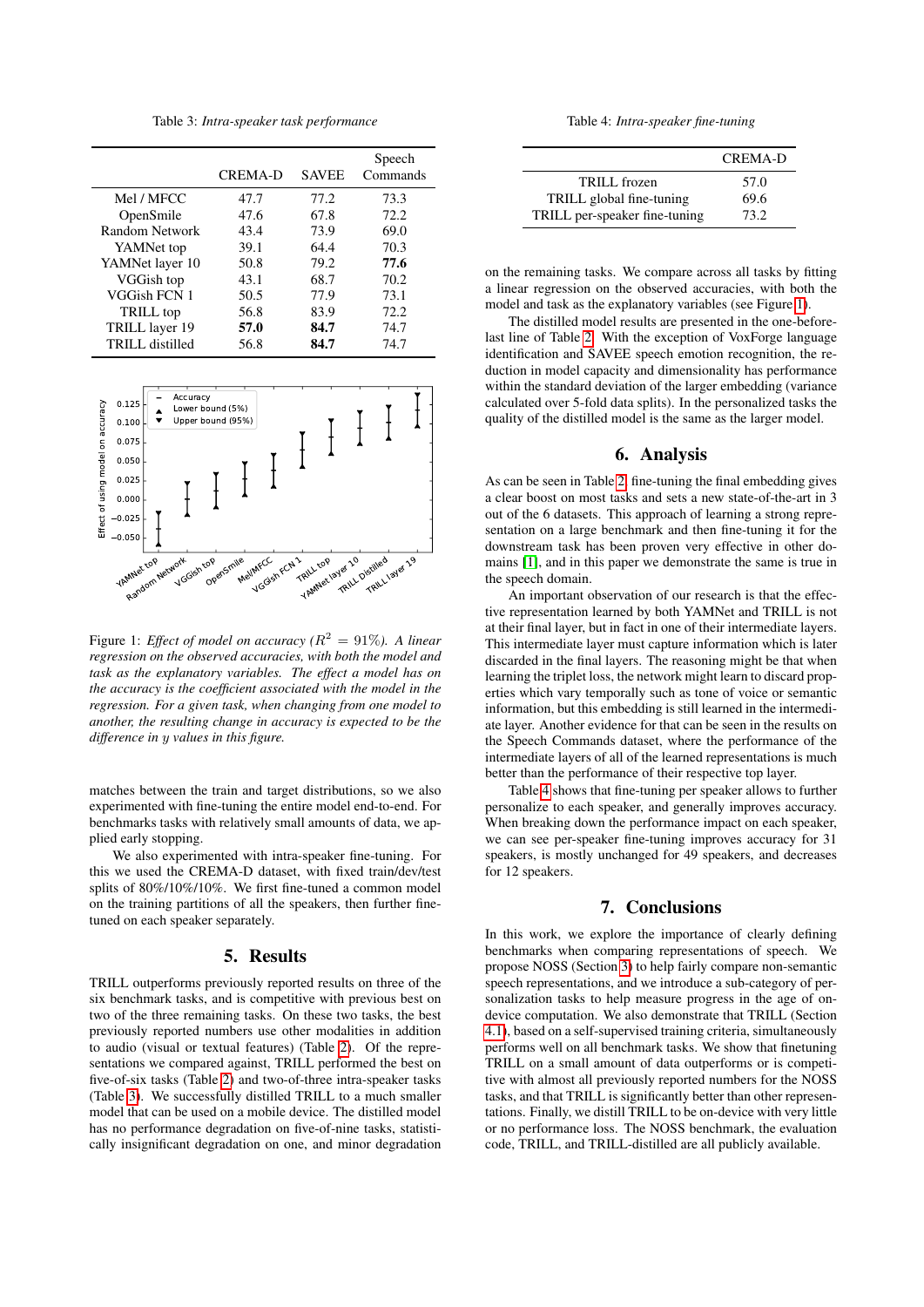Table 3: *Intra-speaker task performance*

| | CREMA-D | SAVEE | Speech Commands |
|---|---|---|---|
| Mel / MFCC | 47.7 | 77.2 | 73.3 |
| OpenSmile | 47.6 | 67.8 | 72.2 |
| Random Network | 43.4 | 73.9 | 69.0 |
| YAMNet top | 39.1 | 64.4 | 70.3 |
| YAMNet layer 10 | 50.8 | 79.2 | **77.6** |
| VGGish top | 43.1 | 68.7 | 70.2 |
| VGGish FCN 1 | 50.5 | 77.9 | 73.1 |
| TRILL top | 56.8 | 83.9 | 72.2 |
| TRILL layer 19 | **57.0** | **84.7** | 74.7 |
| TRILL distilled | 56.8 | **84.7** | 74.7 |

Figure 1: *Effect of model on accuracy ($R^2 = 91\%$). A linear regression on the observed accuracies, with both the model and task as the explanatory variables. The effect a model has on the accuracy is the coefficient associated with the model in the regression. For a given task, when changing from one model to another, the resulting change in accuracy is expected to be the difference in y values in this figure.*

matches between the train and target distributions, so we also experimented with fine-tuning the entire model end-to-end. For benchmarks tasks with relatively small amounts of data, we applied early stopping.

We also experimented with intra-speaker fine-tuning. For this we used the CREMA-D dataset, with fixed train/dev/test splits of 80%/10%/10%. We first fine-tuned a common model on the training partitions of all the speakers, then further fine-tuned on each speaker separately.

## 5. Results

TRILL outperforms previously reported results on three of the six benchmark tasks, and is competitive with previous best on two of the three remaining tasks. On these two tasks, the best previously reported numbers use other modalities in addition to audio (visual or textual features) (Table 2). Of the representations we compared against, TRILL performed the best on five-of-six tasks (Table 2) and two-of-three intra-speaker tasks (Table 3). We successfully distilled TRILL to a much smaller model that can be used on a mobile device. The distilled model has no performance degradation on five-of-nine tasks, statistically insignificant degradation on one, and minor degradation on the remaining tasks. We compare across all tasks by fitting a linear regression on the observed accuracies, with both the model and task as the explanatory variables (see Figure 1).

The distilled model results are presented in the one-before-last line of Table 2. With the exception of VoxForge language identification and SAVEE speech emotion recognition, the reduction in model capacity and dimensionality has performance within the standard deviation of the larger embedding (variance calculated over 5-fold data splits). In the personalized tasks the quality of the distilled model is the same as the larger model.

Table 4: *Intra-speaker fine-tuning*

| | CREMA-D |
|---|---|
| TRILL frozen | 57.0 |
| TRILL global fine-tuning | 69.6 |
| TRILL per-speaker fine-tuning | 73.2 |

## 6. Analysis

As can be seen in Table 2, fine-tuning the final embedding gives a clear boost on most tasks and sets a new state-of-the-art in 3 out of the 6 datasets. This approach of learning a strong representation on a large benchmark and then fine-tuning it for the downstream task has been proven very effective in other domains [1], and in this paper we demonstrate the same is true in the speech domain.

An important observation of our research is that the effective representation learned by both YAMNet and TRILL is not at their final layer, but in fact in one of their intermediate layers. This intermediate layer must capture information which is later discarded in the final layers. The reasoning might be that when learning the triplet loss, the network might learn to discard properties which vary temporally such as tone of voice or semantic information, but this embedding is still learned in the intermediate layer. Another evidence for that can be seen in the results on the Speech Commands dataset, where the performance of the intermediate layers of all of the learned representations is much better than the performance of their respective top layer.

Table 4 shows that fine-tuning per speaker allows to further personalize to each speaker, and generally improves accuracy. When breaking down the performance impact on each speaker, we can see per-speaker fine-tuning improves accuracy for 31 speakers, is mostly unchanged for 49 speakers, and decreases for 12 speakers.

## 7. Conclusions

In this work, we explore the importance of clearly defining benchmarks when comparing representations of speech. We propose NOSS (Section 3) to help fairly compare non-semantic speech representations, and we introduce a sub-category of personalization tasks to help measure progress in the age of on-device computation. We also demonstrate that TRILL (Section 4.1), based on a self-supervised training criteria, simultaneously performs well on all benchmark tasks. We show that finetuning TRILL on a small amount of data outperforms or is competitive with almost all previously reported numbers for the NOSS tasks, and that TRILL is significantly better than other representations. Finally, we distill TRILL to be on-device with very little or no performance loss. The NOSS benchmark, the evaluation code, TRILL, and TRILL-distilled are all publicly available.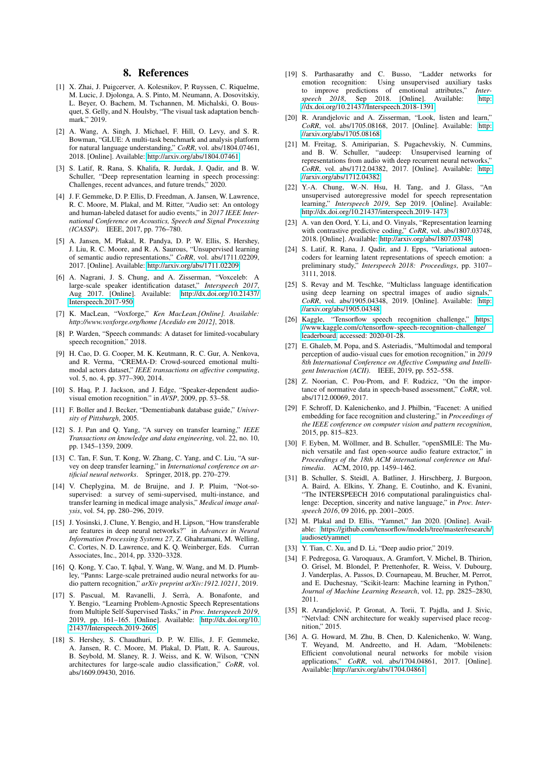## 8. References

[1] X. Zhai, J. Puigcerver, A. Kolesnikov, P. Ruyssen, C. Riquelme, M. Lucic, J. Djolonga, A. S. Pinto, M. Neumann, A. Dosovitskiy, L. Beyer, O. Bachem, M. Tschannen, M. Michalski, O. Bousquet, S. Gelly, and N. Houlsby, "The visual task adaptation benchmark," 2019.

[2] A. Wang, A. Singh, J. Michael, F. Hill, O. Levy, and S. R. Bowman, "GLUE: A multi-task benchmark and analysis platform for natural language understanding," *CoRR*, vol. abs/1804.07461, 2018. [Online]. Available: http://arxiv.org/abs/1804.07461

[3] S. Latif, R. Rana, S. Khalifa, R. Jurdak, J. Qadir, and B. W. Schuller, "Deep representation learning in speech processing: Challenges, recent advances, and future trends," 2020.

[4] J. F. Gemmeke, D. P. Ellis, D. Freedman, A. Jansen, W. Lawrence, R. C. Moore, M. Plakal, and M. Ritter, "Audio set: An ontology and human-labeled dataset for audio events," in *2017 IEEE International Conference on Acoustics, Speech and Signal Processing (ICASSP)*. IEEE, 2017, pp. 776–780.

[5] A. Jansen, M. Plakal, R. Pandya, D. P. W. Ellis, S. Hershey, J. Liu, R. C. Moore, and R. A. Saurous, "Unsupervised learning of semantic audio representations," *CoRR*, vol. abs/1711.02209, 2017. [Online]. Available: http://arxiv.org/abs/1711.02209

[6] A. Nagrani, J. S. Chung, and A. Zisserman, "Voxceleb: A large-scale speaker identification dataset," *Interspeech 2017*, Aug 2017. [Online]. Available: http://dx.doi.org/10.21437/Interspeech.2017-950

[7] K. MacLean, "Voxforge," *Ken MacLean.[Online]. Available: http://www.voxforge.org/home [Acedido em 2012]*, 2018.

[8] P. Warden, "Speech commands: A dataset for limited-vocabulary speech recognition," 2018.

[9] H. Cao, D. G. Cooper, M. K. Keutmann, R. C. Gur, A. Nenkova, and R. Verma, "CREMA-D: Crowd-sourced emotional multimodal actors dataset," *IEEE transactions on affective computing*, vol. 5, no. 4, pp. 377–390, 2014.

[10] S. Haq, P. J. Jackson, and J. Edge, "Speaker-dependent audio-visual emotion recognition." in *AVSP*, 2009, pp. 53–58.

[11] F. Boller and J. Becker, "Dementiabank database guide," *University of Pittsburgh*, 2005.

[12] S. J. Pan and Q. Yang, "A survey on transfer learning," *IEEE Transactions on knowledge and data engineering*, vol. 22, no. 10, pp. 1345–1359, 2009.

[13] C. Tan, F. Sun, T. Kong, W. Zhang, C. Yang, and C. Liu, "A survey on deep transfer learning," in *International conference on artificial neural networks*. Springer, 2018, pp. 270–279.

[14] V. Cheplygina, M. de Bruijne, and J. P. Pluim, "Not-so-supervised: a survey of semi-supervised, multi-instance, and transfer learning in medical image analysis," *Medical image analysis*, vol. 54, pp. 280–296, 2019.

[15] J. Yosinski, J. Clune, Y. Bengio, and H. Lipson, "How transferable are features in deep neural networks?" in *Advances in Neural Information Processing Systems 27*, Z. Ghahramani, M. Welling, C. Cortes, N. D. Lawrence, and K. Q. Weinberger, Eds. Curran Associates, Inc., 2014, pp. 3320–3328.

[16] Q. Kong, Y. Cao, T. Iqbal, Y. Wang, W. Wang, and M. D. Plumbley, "Panns: Large-scale pretrained audio neural networks for audio pattern recognition," *arXiv preprint arXiv:1912.10211*, 2019.

[17] S. Pascual, M. Ravanelli, J. Serrà, A. Bonafonte, and Y. Bengio, "Learning Problem-Agnostic Speech Representations from Multiple Self-Supervised Tasks," in *Proc. Interspeech 2019*, 2019, pp. 161–165. [Online]. Available: http://dx.doi.org/10.21437/Interspeech.2019-2605

[18] S. Hershey, S. Chaudhuri, D. P. W. Ellis, J. F. Gemmeke, A. Jansen, R. C. Moore, M. Plakal, D. Platt, R. A. Saurous, B. Seybold, M. Slaney, R. J. Weiss, and K. W. Wilson, "CNN architectures for large-scale audio classification," *CoRR*, vol. abs/1609.09430, 2016.

[19] S. Parthasarathy and C. Busso, "Ladder networks for emotion recognition: Using unsupervised auxiliary tasks to improve predictions of emotional attributes," *Interspeech 2018*, Sep 2018. [Online]. Available: http://dx.doi.org/10.21437/Interspeech.2018-1391

[20] R. Arandjelovic and A. Zisserman, "Look, listen and learn," *CoRR*, vol. abs/1705.08168, 2017. [Online]. Available: http://arxiv.org/abs/1705.08168

[21] M. Freitag, S. Amiriparian, S. Pugachevskiy, N. Cummins, and B. W. Schuller, "audeep: Unsupervised learning of representations from audio with deep recurrent neural networks," *CoRR*, vol. abs/1712.04382, 2017. [Online]. Available: http://arxiv.org/abs/1712.04382

[22] Y.-A. Chung, W.-N. Hsu, H. Tang, and J. Glass, "An unsupervised autoregressive model for speech representation learning," *Interspeech 2019*, Sep 2019. [Online]. Available: http://dx.doi.org/10.21437/interspeech.2019-1473

[23] A. van den Oord, Y. Li, and O. Vinyals, "Representation learning with contrastive predictive coding," *CoRR*, vol. abs/1807.03748, 2018. [Online]. Available: http://arxiv.org/abs/1807.03748

[24] S. Latif, R. Rana, J. Qadir, and J. Epps, "Variational autoencoders for learning latent representations of speech emotion: a preliminary study," *Interspeech 2018: Proceedings*, pp. 3107–3111, 2018.

[25] S. Revay and M. Teschke, "Multiclass language identification using deep learning on spectral images of audio signals," *CoRR*, vol. abs/1905.04348, 2019. [Online]. Available: http://arxiv.org/abs/1905.04348

[26] Kaggle, "Tensorflow speech recognition challenge," https://www.kaggle.com/c/tensorflow-speech-recognition-challenge/leaderboard, accessed: 2020-01-28.

[27] E. Ghaleb, M. Popa, and S. Asteriadis, "Multimodal and temporal perception of audio-visual cues for emotion recognition," in *2019 8th International Conference on Affective Computing and Intelligent Interaction (ACII)*. IEEE, 2019, pp. 552–558.

[28] Z. Noorian, C. Pou-Prom, and F. Rudzicz, "On the importance of normative data in speech-based assessment," *CoRR*, vol. abs/1712.00069, 2017.

[29] F. Schroff, D. Kalenichenko, and J. Philbin, "Facenet: A unified embedding for face recognition and clustering," in *Proceedings of the IEEE conference on computer vision and pattern recognition*, 2015, pp. 815–823.

[30] F. Eyben, M. Wöllmer, and B. Schuller, "openSMILE: The Munich versatile and fast open-source audio feature extractor," in *Proceedings of the 18th ACM international conference on Multimedia*. ACM, 2010, pp. 1459–1462.

[31] B. Schuller, S. Steidl, A. Batliner, J. Hirschberg, J. Burgoon, A. Baird, A. Elkins, Y. Zhang, E. Coutinho, and K. Evanini, "The INTERSPEECH 2016 computational paralinguistics challenge: Deception, sincerity and native language," in *Proc. Interspeech 2016*, 09 2016, pp. 2001–2005.

[32] M. Plakal and D. Ellis, "Yamnet," Jan 2020. [Online]. Available: https://github.com/tensorflow/models/tree/master/research/audioset/yamnet

[33] Y. Tian, C. Xu, and D. Li, "Deep audio prior," 2019.

[34] F. Pedregosa, G. Varoquaux, A. Gramfort, V. Michel, B. Thirion, O. Grisel, M. Blondel, P. Prettenhofer, R. Weiss, V. Dubourg, J. Vanderplas, A. Passos, D. Cournapeau, M. Brucher, M. Perrot, and E. Duchesnay, "Scikit-learn: Machine learning in Python," *Journal of Machine Learning Research*, vol. 12, pp. 2825–2830, 2011.

[35] R. Arandjelović, P. Gronat, A. Torii, T. Pajdla, and J. Sivic, "Netvlad: CNN architecture for weakly supervised place recognition," 2015.

[36] A. G. Howard, M. Zhu, B. Chen, D. Kalenichenko, W. Wang, T. Weyand, M. Andreetto, and H. Adam, "Mobilenets: Efficient convolutional neural networks for mobile vision applications," *CoRR*, vol. abs/1704.04861, 2017. [Online]. Available: http://arxiv.org/abs/1704.04861